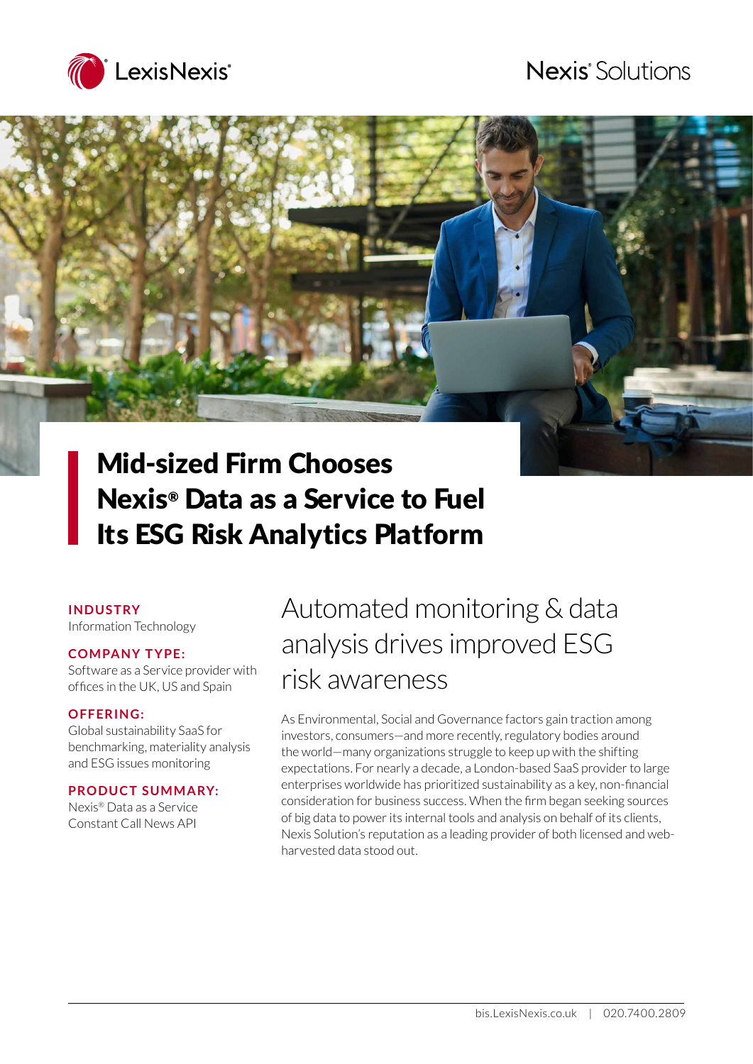LexisNexis®

Nexis® Solutions

# Mid-sized Firm Chooses Nexis® Data as a Service to Fuel Its ESG Risk Analytics Platform

**INDUSTRY**
Information Technology

**COMPANY TYPE:**
Software as a Service provider with offices in the UK, US and Spain

**OFFERING:**
Global sustainability SaaS for benchmarking, materiality analysis and ESG issues monitoring

**PRODUCT SUMMARY:**
Nexis® Data as a Service
Constant Call News API

## Automated monitoring & data analysis drives improved ESG risk awareness

As Environmental, Social and Governance factors gain traction among investors, consumers—and more recently, regulatory bodies around the world—many organizations struggle to keep up with the shifting expectations. For nearly a decade, a London-based SaaS provider to large enterprises worldwide has prioritized sustainability as a key, non-financial consideration for business success. When the firm began seeking sources of big data to power its internal tools and analysis on behalf of its clients, Nexis Solution's reputation as a leading provider of both licensed and web-harvested data stood out.

bis.LexisNexis.co.uk | 020.7400.2809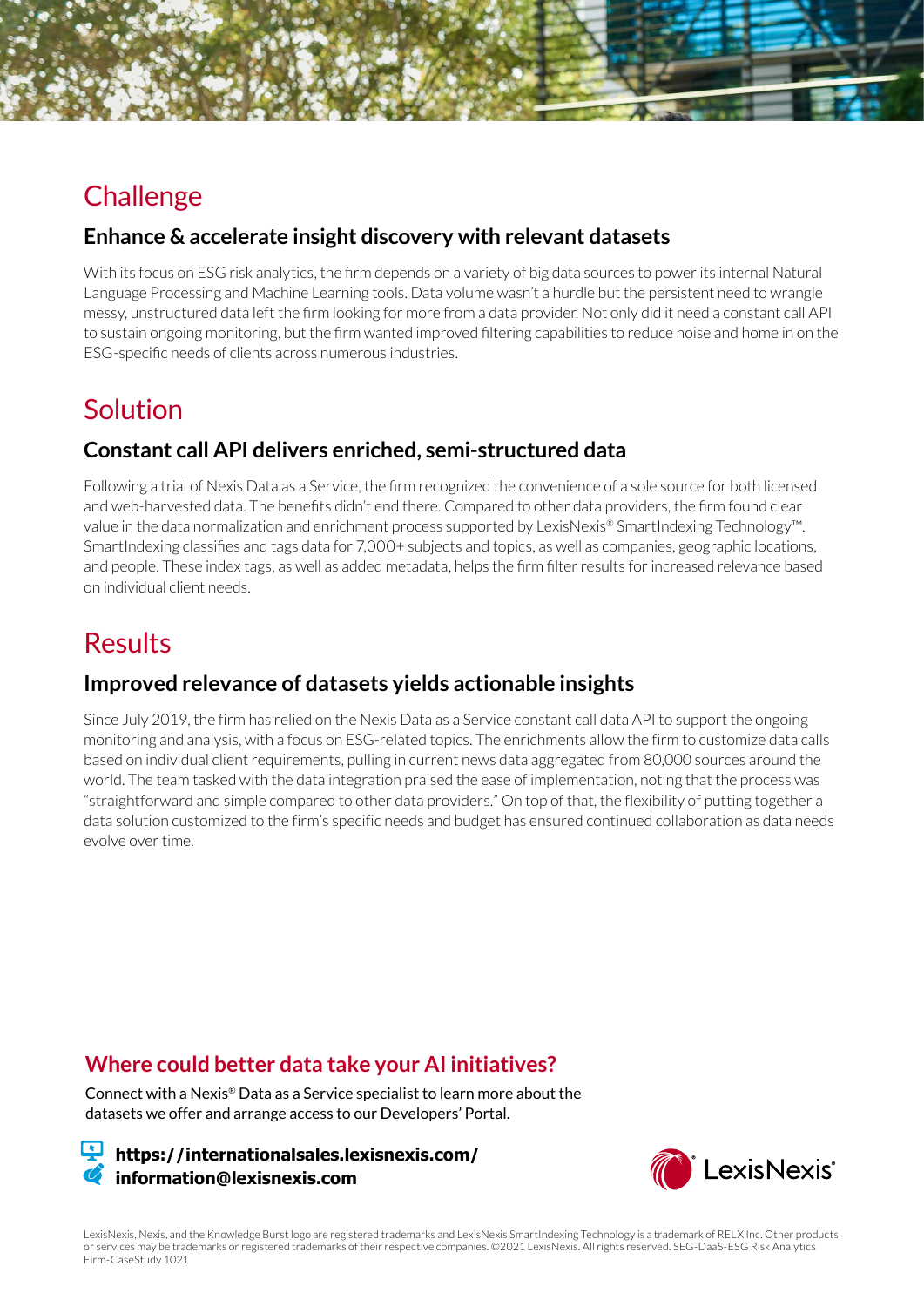## Challenge

### Enhance & accelerate insight discovery with relevant datasets

With its focus on ESG risk analytics, the firm depends on a variety of big data sources to power its internal Natural Language Processing and Machine Learning tools. Data volume wasn't a hurdle but the persistent need to wrangle messy, unstructured data left the firm looking for more from a data provider. Not only did it need a constant call API to sustain ongoing monitoring, but the firm wanted improved filtering capabilities to reduce noise and home in on the ESG-specific needs of clients across numerous industries.

## Solution

### Constant call API delivers enriched, semi-structured data

Following a trial of Nexis Data as a Service, the firm recognized the convenience of a sole source for both licensed and web-harvested data. The benefits didn't end there. Compared to other data providers, the firm found clear value in the data normalization and enrichment process supported by LexisNexis® SmartIndexing Technology™. SmartIndexing classifies and tags data for 7,000+ subjects and topics, as well as companies, geographic locations, and people. These index tags, as well as added metadata, helps the firm filter results for increased relevance based on individual client needs.

## Results

### Improved relevance of datasets yields actionable insights

Since July 2019, the firm has relied on the Nexis Data as a Service constant call data API to support the ongoing monitoring and analysis, with a focus on ESG-related topics. The enrichments allow the firm to customize data calls based on individual client requirements, pulling in current news data aggregated from 80,000 sources around the world. The team tasked with the data integration praised the ease of implementation, noting that the process was "straightforward and simple compared to other data providers." On top of that, the flexibility of putting together a data solution customized to the firm's specific needs and budget has ensured continued collaboration as data needs evolve over time.

### Where could better data take your AI initiatives?

Connect with a Nexis® Data as a Service specialist to learn more about the datasets we offer and arrange access to our Developers' Portal.

**https://internationalsales.lexisnexis.com/**
**information@lexisnexis.com**

LexisNexis®

LexisNexis, Nexis, and the Knowledge Burst logo are registered trademarks and LexisNexis SmartIndexing Technology is a trademark of RELX Inc. Other products or services may be trademarks or registered trademarks of their respective companies. ©2021 LexisNexis. All rights reserved. SEG-DaaS-ESG Risk Analytics Firm-CaseStudy 1021